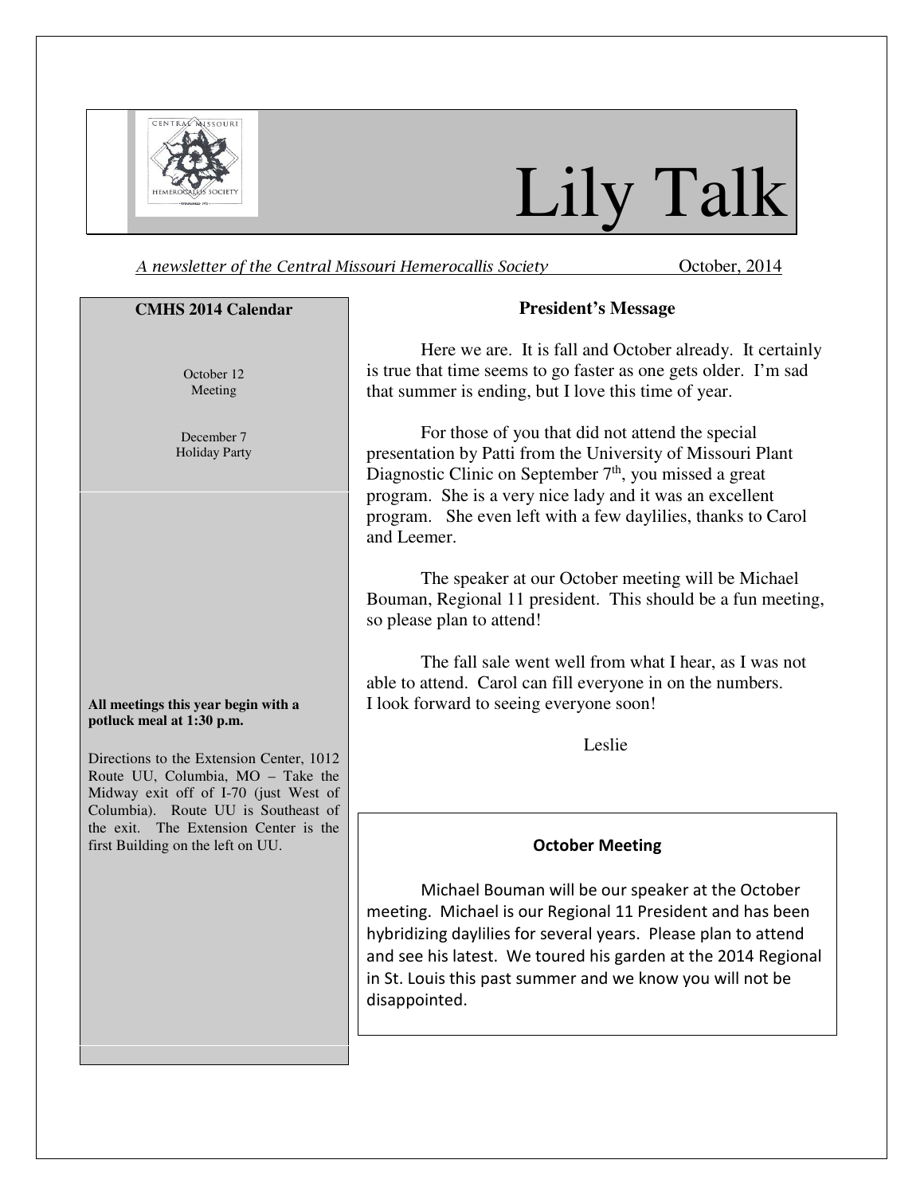# Lily Talk

*A newsletter of the Central Missouri Hemerocallis Society* October, 2014

**CMHS 2014 Calendar**

October 12
Meeting

December 7
Holiday Party

**All meetings this year begin with a potluck meal at 1:30 p.m.**

Directions to the Extension Center, 1012 Route UU, Columbia, MO – Take the Midway exit off of I-70 (just West of Columbia). Route UU is Southeast of the exit. The Extension Center is the first Building on the left on UU.

## President's Message

Here we are. It is fall and October already. It certainly is true that time seems to go faster as one gets older. I'm sad that summer is ending, but I love this time of year.

For those of you that did not attend the special presentation by Patti from the University of Missouri Plant Diagnostic Clinic on September 7th, you missed a great program. She is a very nice lady and it was an excellent program. She even left with a few daylilies, thanks to Carol and Leemer.

The speaker at our October meeting will be Michael Bouman, Regional 11 president. This should be a fun meeting, so please plan to attend!

The fall sale went well from what I hear, as I was not able to attend. Carol can fill everyone in on the numbers. I look forward to seeing everyone soon!

Leslie

## October Meeting

Michael Bouman will be our speaker at the October meeting. Michael is our Regional 11 President and has been hybridizing daylilies for several years. Please plan to attend and see his latest. We toured his garden at the 2014 Regional in St. Louis this past summer and we know you will not be disappointed.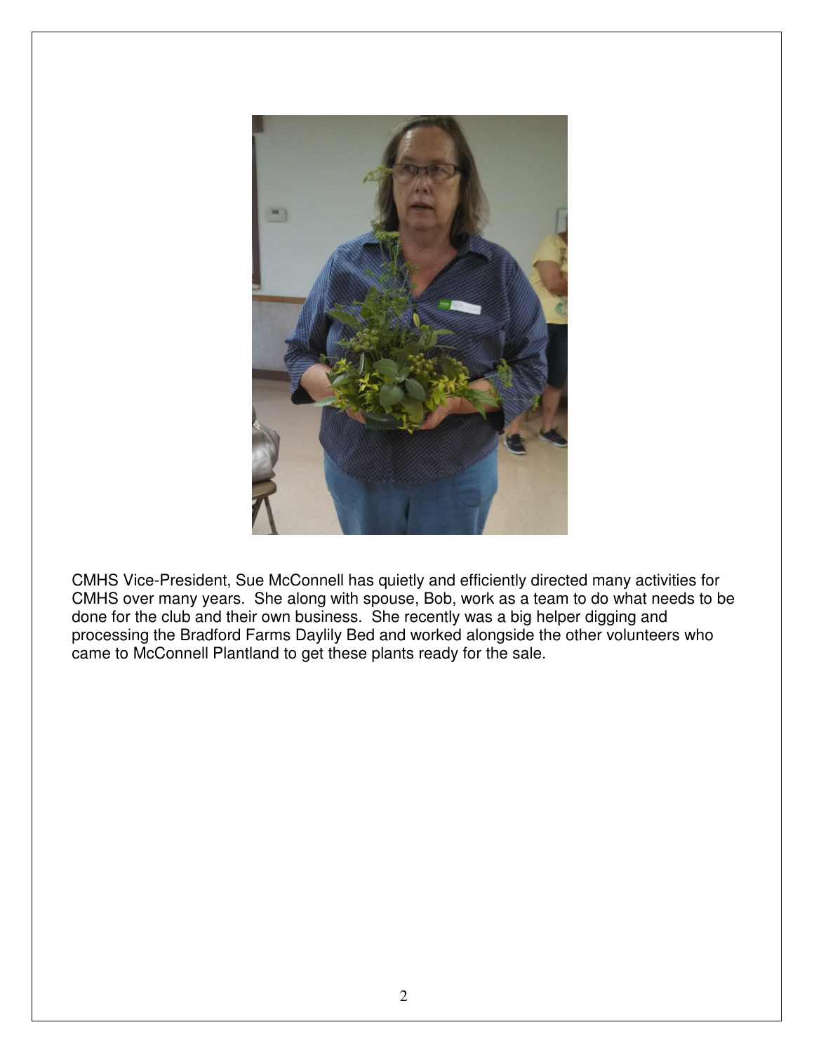CMHS Vice-President, Sue McConnell has quietly and efficiently directed many activities for CMHS over many years. She along with spouse, Bob, work as a team to do what needs to be done for the club and their own business. She recently was a big helper digging and processing the Bradford Farms Daylily Bed and worked alongside the other volunteers who came to McConnell Plantland to get these plants ready for the sale.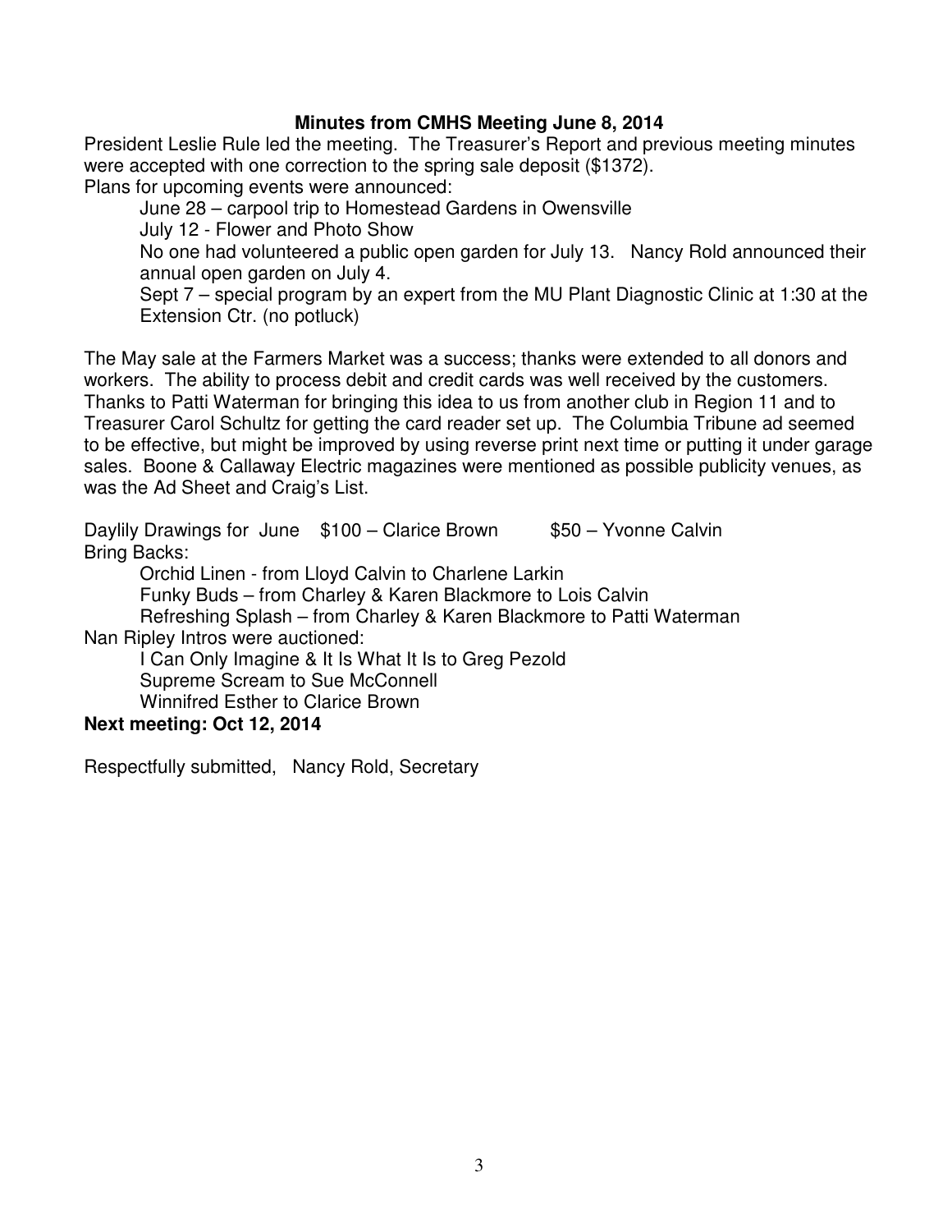**Minutes from CMHS Meeting June 8, 2014**

President Leslie Rule led the meeting. The Treasurer's Report and previous meeting minutes were accepted with one correction to the spring sale deposit ($1372).

Plans for upcoming events were announced:

June 28 – carpool trip to Homestead Gardens in Owensville

July 12 - Flower and Photo Show

No one had volunteered a public open garden for July 13. Nancy Rold announced their annual open garden on July 4.

Sept 7 – special program by an expert from the MU Plant Diagnostic Clinic at 1:30 at the Extension Ctr. (no potluck)

The May sale at the Farmers Market was a success; thanks were extended to all donors and workers. The ability to process debit and credit cards was well received by the customers. Thanks to Patti Waterman for bringing this idea to us from another club in Region 11 and to Treasurer Carol Schultz for getting the card reader set up. The Columbia Tribune ad seemed to be effective, but might be improved by using reverse print next time or putting it under garage sales. Boone & Callaway Electric magazines were mentioned as possible publicity venues, as was the Ad Sheet and Craig's List.

Daylily Drawings for June $100 – Clarice Brown $50 – Yvonne Calvin

Bring Backs:

Orchid Linen - from Lloyd Calvin to Charlene Larkin

Funky Buds – from Charley & Karen Blackmore to Lois Calvin

Refreshing Splash – from Charley & Karen Blackmore to Patti Waterman

Nan Ripley Intros were auctioned:

I Can Only Imagine & It Is What It Is to Greg Pezold

Supreme Scream to Sue McConnell

Winnifred Esther to Clarice Brown

**Next meeting: Oct 12, 2014**

Respectfully submitted, Nancy Rold, Secretary